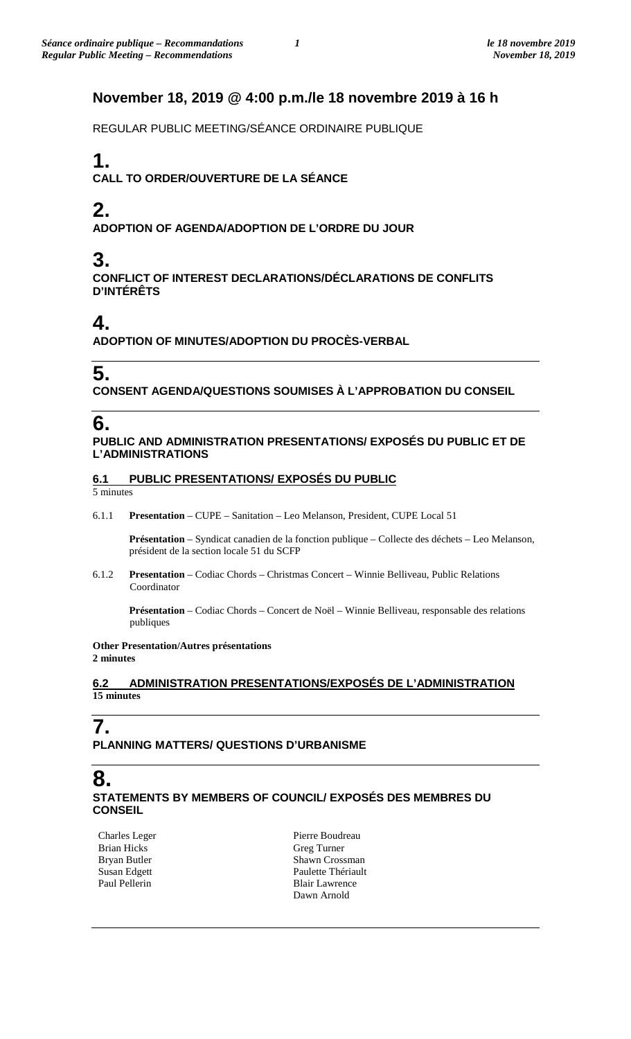## November 18, 2019 @ 4:00 p.m./le 18 novembre 2019 à 16 h

REGULAR PUBLIC MEETING/SÉANCE ORDINAIRE PUBLIQUE

# 1.
**CALL TO ORDER/OUVERTURE DE LA SÉANCE**

# 2.
**ADOPTION OF AGENDA/ADOPTION DE L'ORDRE DU JOUR**

# 3.
**CONFLICT OF INTEREST DECLARATIONS/DÉCLARATIONS DE CONFLITS D'INTÉRÊTS**

# 4.
**ADOPTION OF MINUTES/ADOPTION DU PROCÈS-VERBAL**

# 5.
**CONSENT AGENDA/QUESTIONS SOUMISES À L'APPROBATION DU CONSEIL**

# 6.
**PUBLIC AND ADMINISTRATION PRESENTATIONS/ EXPOSÉS DU PUBLIC ET DE L'ADMINISTRATIONS**

### 6.1 PUBLIC PRESENTATIONS/ EXPOSÉS DU PUBLIC
5 minutes

6.1.1 **Presentation** – CUPE – Sanitation – Leo Melanson, President, CUPE Local 51

**Présentation** – Syndicat canadien de la fonction publique – Collecte des déchets – Leo Melanson, président de la section locale 51 du SCFP

6.1.2 **Presentation** – Codiac Chords – Christmas Concert – Winnie Belliveau, Public Relations Coordinator

**Présentation** – Codiac Chords – Concert de Noël – Winnie Belliveau, responsable des relations publiques

**Other Presentation/Autres présentations**
**2 minutes**

### 6.2 ADMINISTRATION PRESENTATIONS/EXPOSÉS DE L'ADMINISTRATION
**15 minutes**

# 7.
**PLANNING MATTERS/ QUESTIONS D'URBANISME**

# 8.
**STATEMENTS BY MEMBERS OF COUNCIL/ EXPOSÉS DES MEMBRES DU CONSEIL**

Charles Leger
Brian Hicks
Bryan Butler
Susan Edgett
Paul Pellerin
Pierre Boudreau
Greg Turner
Shawn Crossman
Paulette Thériault
Blair Lawrence
Dawn Arnold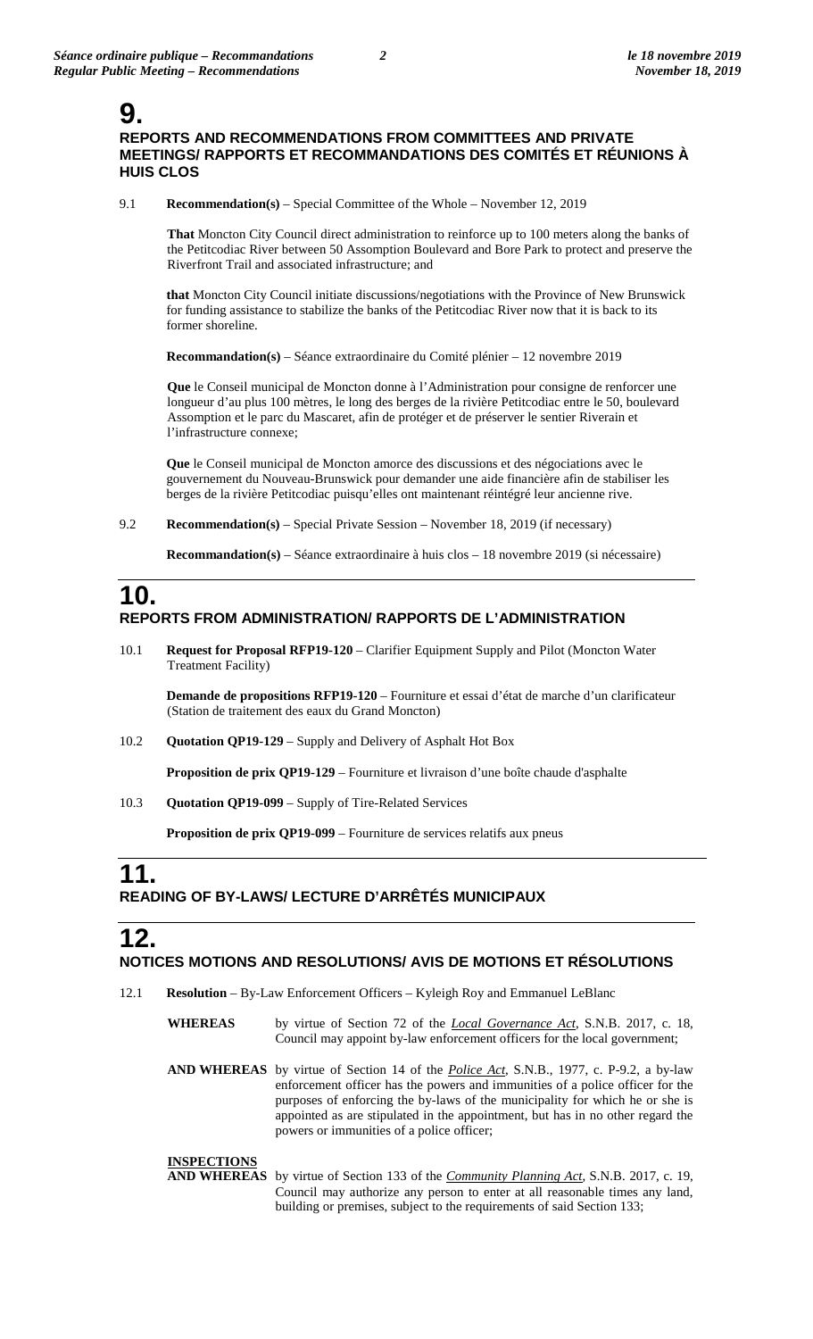# 9.

## REPORTS AND RECOMMENDATIONS FROM COMMITTEES AND PRIVATE MEETINGS/ RAPPORTS ET RECOMMANDATIONS DES COMITÉS ET RÉUNIONS À HUIS CLOS

9.1 **Recommendation(s)** – Special Committee of the Whole – November 12, 2019

**That** Moncton City Council direct administration to reinforce up to 100 meters along the banks of the Petitcodiac River between 50 Assomption Boulevard and Bore Park to protect and preserve the Riverfront Trail and associated infrastructure; and

**that** Moncton City Council initiate discussions/negotiations with the Province of New Brunswick for funding assistance to stabilize the banks of the Petitcodiac River now that it is back to its former shoreline.

**Recommandation(s)** – Séance extraordinaire du Comité plénier – 12 novembre 2019

**Que** le Conseil municipal de Moncton donne à l'Administration pour consigne de renforcer une longueur d'au plus 100 mètres, le long des berges de la rivière Petitcodiac entre le 50, boulevard Assomption et le parc du Mascaret, afin de protéger et de préserver le sentier Riverain et l'infrastructure connexe;

**Que** le Conseil municipal de Moncton amorce des discussions et des négociations avec le gouvernement du Nouveau-Brunswick pour demander une aide financière afin de stabiliser les berges de la rivière Petitcodiac puisqu'elles ont maintenant réintégré leur ancienne rive.

9.2 **Recommendation(s)** – Special Private Session – November 18, 2019 (if necessary)

**Recommandation(s)** – Séance extraordinaire à huis clos – 18 novembre 2019 (si nécessaire)

# 10.

## REPORTS FROM ADMINISTRATION/ RAPPORTS DE L'ADMINISTRATION

10.1 **Request for Proposal RFP19-120** – Clarifier Equipment Supply and Pilot (Moncton Water Treatment Facility)

**Demande de propositions RFP19-120** – Fourniture et essai d'état de marche d'un clarificateur (Station de traitement des eaux du Grand Moncton)

10.2 **Quotation QP19-129** – Supply and Delivery of Asphalt Hot Box

**Proposition de prix QP19-129** – Fourniture et livraison d'une boîte chaude d'asphalte

10.3 **Quotation QP19-099** – Supply of Tire-Related Services

**Proposition de prix QP19-099** – Fourniture de services relatifs aux pneus

# 11.

## READING OF BY-LAWS/ LECTURE D'ARRÊTÉS MUNICIPAUX

# 12.

## NOTICES MOTIONS AND RESOLUTIONS/ AVIS DE MOTIONS ET RÉSOLUTIONS

12.1 **Resolution** – By-Law Enforcement Officers – Kyleigh Roy and Emmanuel LeBlanc

**WHEREAS** by virtue of Section 72 of the *Local Governance Act*, S.N.B. 2017, c. 18, Council may appoint by-law enforcement officers for the local government;

**AND WHEREAS** by virtue of Section 14 of the *Police Act*, S.N.B., 1977, c. P-9.2, a by-law enforcement officer has the powers and immunities of a police officer for the purposes of enforcing the by-laws of the municipality for which he or she is appointed as are stipulated in the appointment, but has in no other regard the powers or immunities of a police officer;

**INSPECTIONS**

**AND WHEREAS** by virtue of Section 133 of the *Community Planning Act*, S.N.B. 2017, c. 19, Council may authorize any person to enter at all reasonable times any land, building or premises, subject to the requirements of said Section 133;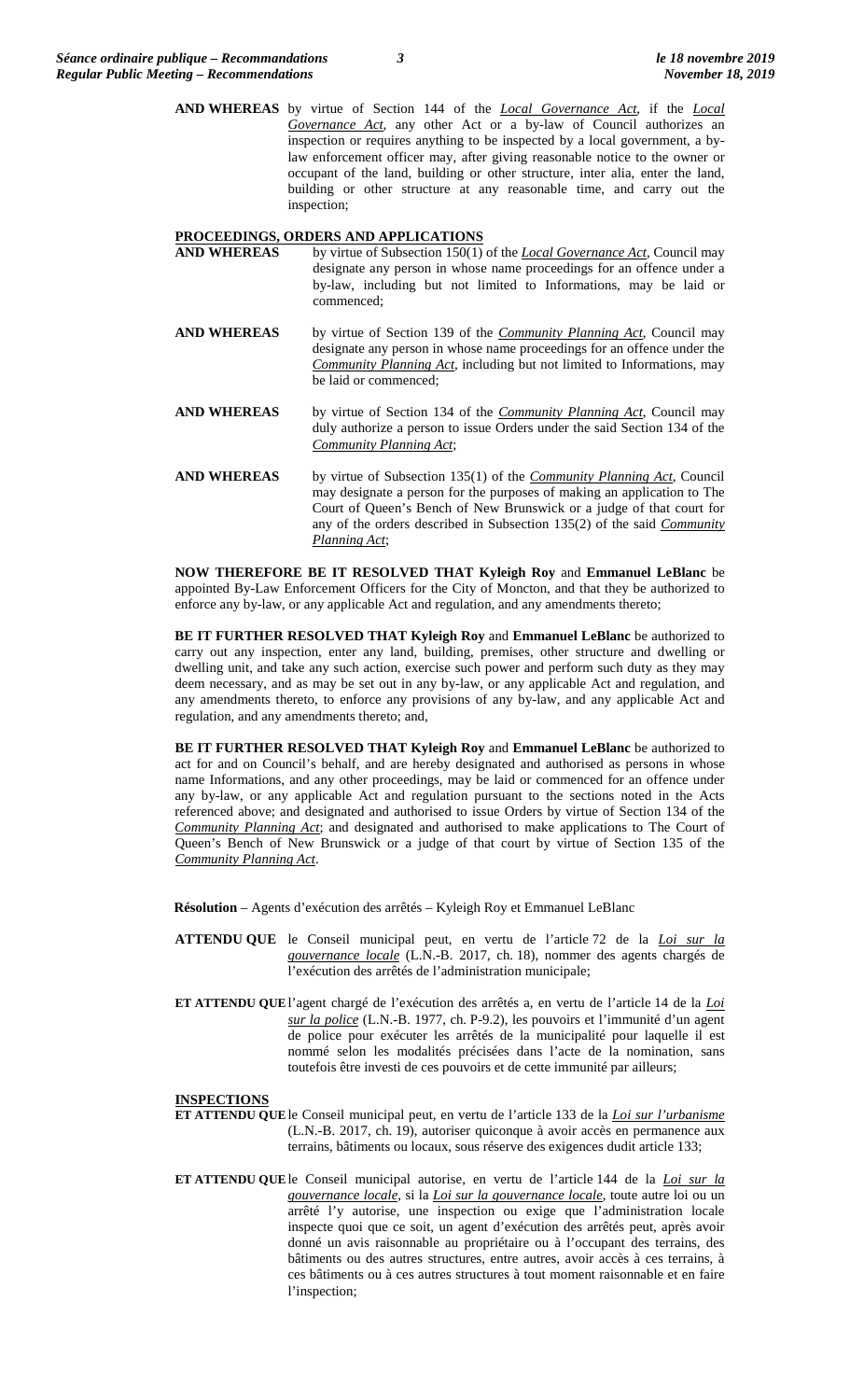**AND WHEREAS** by virtue of Section 144 of the *Local Governance Act*, if the *Local Governance Act*, any other Act or a by-law of Council authorizes an inspection or requires anything to be inspected by a local government, a by-law enforcement officer may, after giving reasonable notice to the owner or occupant of the land, building or other structure, inter alia, enter the land, building or other structure at any reasonable time, and carry out the inspection;

**PROCEEDINGS, ORDERS AND APPLICATIONS**

**AND WHEREAS** by virtue of Subsection 150(1) of the *Local Governance Act*, Council may designate any person in whose name proceedings for an offence under a by-law, including but not limited to Informations, may be laid or commenced;

**AND WHEREAS** by virtue of Section 139 of the *Community Planning Act*, Council may designate any person in whose name proceedings for an offence under the *Community Planning Act*, including but not limited to Informations, may be laid or commenced;

**AND WHEREAS** by virtue of Section 134 of the *Community Planning Act*, Council may duly authorize a person to issue Orders under the said Section 134 of the *Community Planning Act*;

**AND WHEREAS** by virtue of Subsection 135(1) of the *Community Planning Act*, Council may designate a person for the purposes of making an application to The Court of Queen's Bench of New Brunswick or a judge of that court for any of the orders described in Subsection 135(2) of the said *Community Planning Act*;

**NOW THEREFORE BE IT RESOLVED THAT Kyleigh Roy** and **Emmanuel LeBlanc** be appointed By-Law Enforcement Officers for the City of Moncton, and that they be authorized to enforce any by-law, or any applicable Act and regulation, and any amendments thereto;

**BE IT FURTHER RESOLVED THAT Kyleigh Roy** and **Emmanuel LeBlanc** be authorized to carry out any inspection, enter any land, building, premises, other structure and dwelling or dwelling unit, and take any such action, exercise such power and perform such duty as they may deem necessary, and as may be set out in any by-law, or any applicable Act and regulation, and any amendments thereto, to enforce any provisions of any by-law, and any applicable Act and regulation, and any amendments thereto; and,

**BE IT FURTHER RESOLVED THAT Kyleigh Roy** and **Emmanuel LeBlanc** be authorized to act for and on Council's behalf, and are hereby designated and authorised as persons in whose name Informations, and any other proceedings, may be laid or commenced for an offence under any by-law, or any applicable Act and regulation pursuant to the sections noted in the Acts referenced above; and designated and authorised to issue Orders by virtue of Section 134 of the *Community Planning Act*; and designated and authorised to make applications to The Court of Queen's Bench of New Brunswick or a judge of that court by virtue of Section 135 of the *Community Planning Act*.

**Résolution** – Agents d'exécution des arrêtés – Kyleigh Roy et Emmanuel LeBlanc

**ATTENDU QUE** le Conseil municipal peut, en vertu de l'article 72 de la *Loi sur la gouvernance locale* (L.N.-B. 2017, ch. 18), nommer des agents chargés de l'exécution des arrêtés de l'administration municipale;

**ET ATTENDU QUE** l'agent chargé de l'exécution des arrêtés a, en vertu de l'article 14 de la *Loi sur la police* (L.N.-B. 1977, ch. P-9.2), les pouvoirs et l'immunité d'un agent de police pour exécuter les arrêtés de la municipalité pour laquelle il est nommé selon les modalités précisées dans l'acte de la nomination, sans toutefois être investi de ces pouvoirs et de cette immunité par ailleurs;

**INSPECTIONS**

**ET ATTENDU QUE** le Conseil municipal peut, en vertu de l'article 133 de la *Loi sur l'urbanisme* (L.N.-B. 2017, ch. 19), autoriser quiconque à avoir accès en permanence aux terrains, bâtiments ou locaux, sous réserve des exigences dudit article 133;

**ET ATTENDU QUE** le Conseil municipal autorise, en vertu de l'article 144 de la *Loi sur la gouvernance locale*, si la *Loi sur la gouvernance locale*, toute autre loi ou un arrêté l'y autorise, une inspection ou exige que l'administration locale inspecte quoi que ce soit, un agent d'exécution des arrêtés peut, après avoir donné un avis raisonnable au propriétaire ou à l'occupant des terrains, des bâtiments ou des autres structures, entre autres, avoir accès à ces terrains, à ces bâtiments ou à ces autres structures à tout moment raisonnable et en faire l'inspection;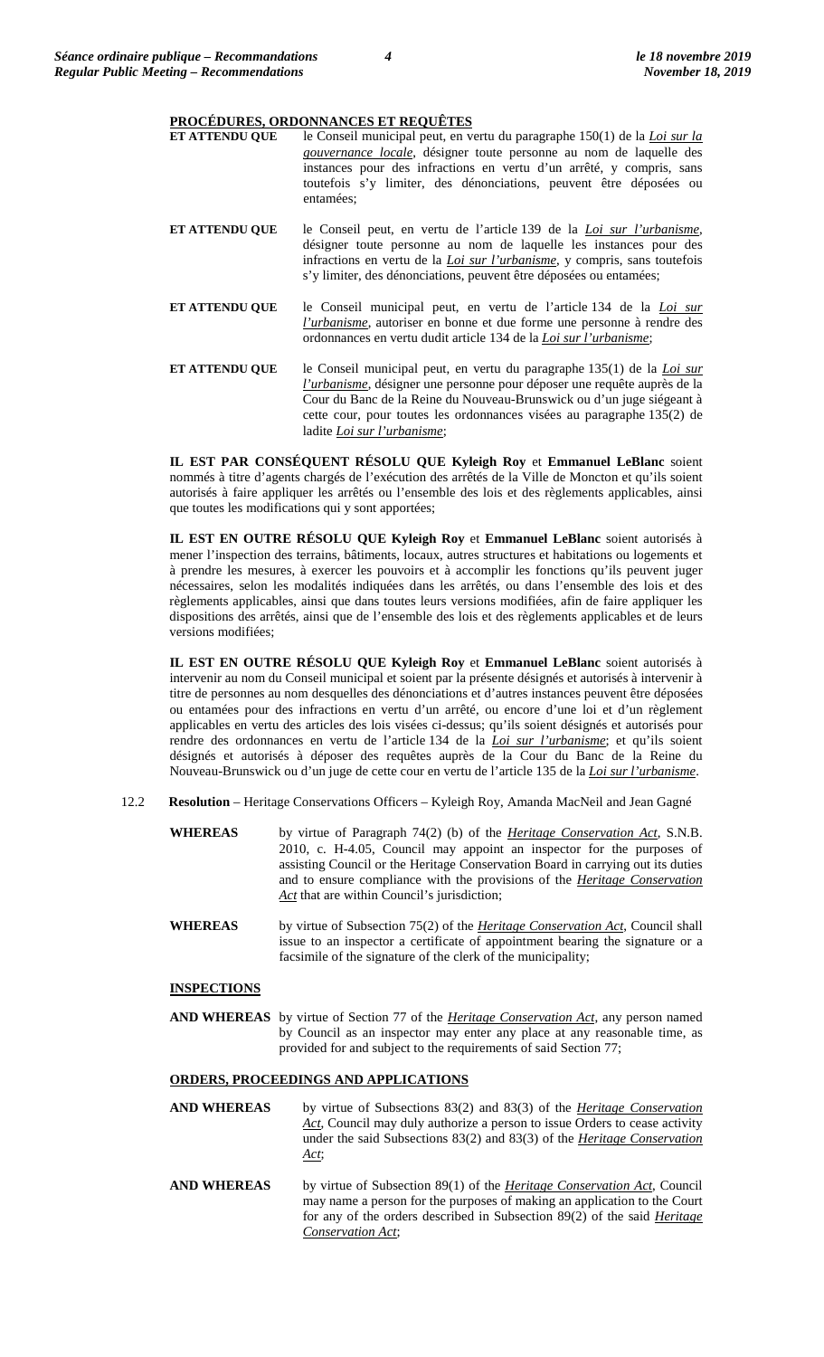**PROCÉDURES, ORDONNANCES ET REQUÊTES**

**ET ATTENDU QUE** le Conseil municipal peut, en vertu du paragraphe 150(1) de la *Loi sur la gouvernance locale*, désigner toute personne au nom de laquelle des instances pour des infractions en vertu d'un arrêté, y compris, sans toutefois s'y limiter, des dénonciations, peuvent être déposées ou entamées;

**ET ATTENDU QUE** le Conseil peut, en vertu de l'article 139 de la *Loi sur l'urbanisme*, désigner toute personne au nom de laquelle les instances pour des infractions en vertu de la *Loi sur l'urbanisme*, y compris, sans toutefois s'y limiter, des dénonciations, peuvent être déposées ou entamées;

**ET ATTENDU QUE** le Conseil municipal peut, en vertu de l'article 134 de la *Loi sur l'urbanisme*, autoriser en bonne et due forme une personne à rendre des ordonnances en vertu dudit article 134 de la *Loi sur l'urbanisme*;

**ET ATTENDU QUE** le Conseil municipal peut, en vertu du paragraphe 135(1) de la *Loi sur l'urbanisme*, désigner une personne pour déposer une requête auprès de la Cour du Banc de la Reine du Nouveau-Brunswick ou d'un juge siégeant à cette cour, pour toutes les ordonnances visées au paragraphe 135(2) de ladite *Loi sur l'urbanisme*;

**IL EST PAR CONSÉQUENT RÉSOLU QUE Kyleigh Roy** et **Emmanuel LeBlanc** soient nommés à titre d'agents chargés de l'exécution des arrêtés de la Ville de Moncton et qu'ils soient autorisés à faire appliquer les arrêtés ou l'ensemble des lois et des règlements applicables, ainsi que toutes les modifications qui y sont apportées;

**IL EST EN OUTRE RÉSOLU QUE Kyleigh Roy** et **Emmanuel LeBlanc** soient autorisés à mener l'inspection des terrains, bâtiments, locaux, autres structures et habitations ou logements et à prendre les mesures, à exercer les pouvoirs et à accomplir les fonctions qu'ils peuvent juger nécessaires, selon les modalités indiquées dans les arrêtés, ou dans l'ensemble des lois et des règlements applicables, ainsi que dans toutes leurs versions modifiées, afin de faire appliquer les dispositions des arrêtés, ainsi que de l'ensemble des lois et des règlements applicables et de leurs versions modifiées;

**IL EST EN OUTRE RÉSOLU QUE Kyleigh Roy** et **Emmanuel LeBlanc** soient autorisés à intervenir au nom du Conseil municipal et soient par la présente désignés et autorisés à intervenir à titre de personnes au nom desquelles des dénonciations et d'autres instances peuvent être déposées ou entamées pour des infractions en vertu d'un arrêté, ou encore d'une loi et d'un règlement applicables en vertu des articles des lois visées ci-dessus; qu'ils soient désignés et autorisés pour rendre des ordonnances en vertu de l'article 134 de la *Loi sur l'urbanisme*; et qu'ils soient désignés et autorisés à déposer des requêtes auprès de la Cour du Banc de la Reine du Nouveau-Brunswick ou d'un juge de cette cour en vertu de l'article 135 de la *Loi sur l'urbanisme*.

12.2 **Resolution** – Heritage Conservations Officers – Kyleigh Roy, Amanda MacNeil and Jean Gagné

**WHEREAS** by virtue of Paragraph 74(2) (b) of the *Heritage Conservation Act*, S.N.B. 2010, c. H-4.05, Council may appoint an inspector for the purposes of assisting Council or the Heritage Conservation Board in carrying out its duties and to ensure compliance with the provisions of the *Heritage Conservation Act* that are within Council's jurisdiction;

**WHEREAS** by virtue of Subsection 75(2) of the *Heritage Conservation Act*, Council shall issue to an inspector a certificate of appointment bearing the signature or a facsimile of the signature of the clerk of the municipality;

**INSPECTIONS**

**AND WHEREAS** by virtue of Section 77 of the *Heritage Conservation Act*, any person named by Council as an inspector may enter any place at any reasonable time, as provided for and subject to the requirements of said Section 77;

**ORDERS, PROCEEDINGS AND APPLICATIONS**

**AND WHEREAS** by virtue of Subsections 83(2) and 83(3) of the *Heritage Conservation Act*, Council may duly authorize a person to issue Orders to cease activity under the said Subsections 83(2) and 83(3) of the *Heritage Conservation Act*;

**AND WHEREAS** by virtue of Subsection 89(1) of the *Heritage Conservation Act*, Council may name a person for the purposes of making an application to the Court for any of the orders described in Subsection 89(2) of the said *Heritage Conservation Act*;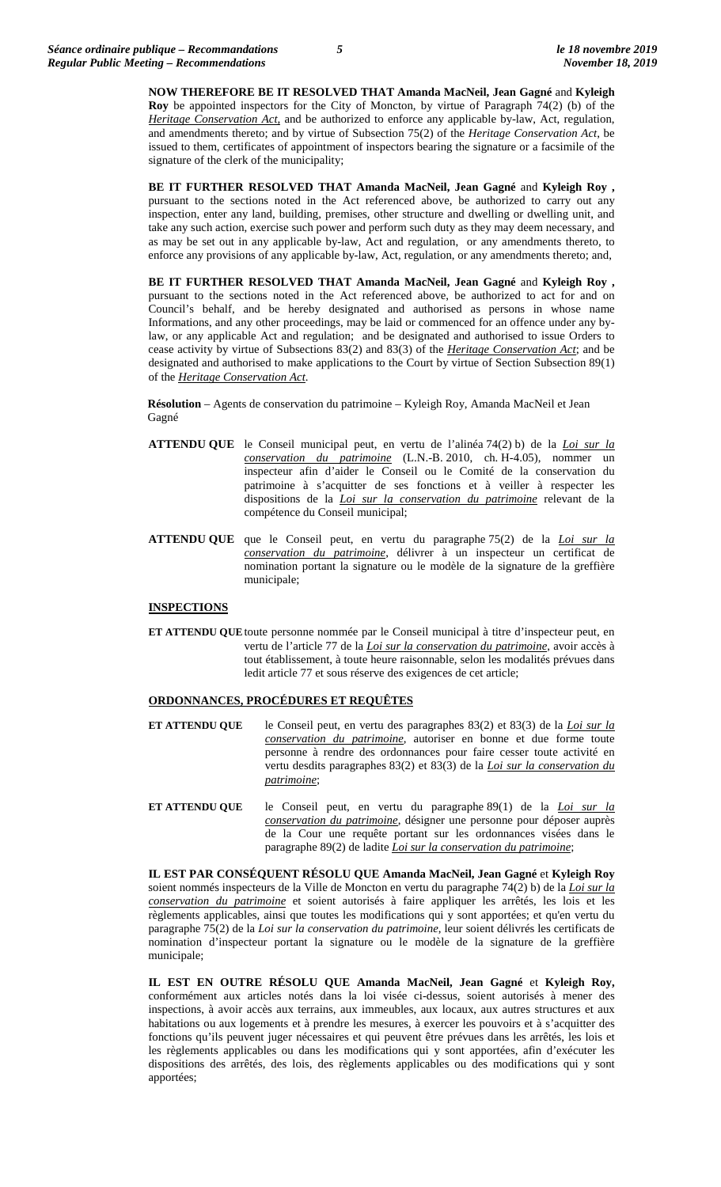**NOW THEREFORE BE IT RESOLVED THAT Amanda MacNeil, Jean Gagné** and **Kyleigh Roy** be appointed inspectors for the City of Moncton, by virtue of Paragraph 74(2) (b) of the ***Heritage Conservation Act***, and be authorized to enforce any applicable by-law, Act, regulation, and amendments thereto; and by virtue of Subsection 75(2) of the *Heritage Conservation Act*, be issued to them, certificates of appointment of inspectors bearing the signature or a facsimile of the signature of the clerk of the municipality;

**BE IT FURTHER RESOLVED THAT Amanda MacNeil, Jean Gagné** and **Kyleigh Roy ,** pursuant to the sections noted in the Act referenced above, be authorized to carry out any inspection, enter any land, building, premises, other structure and dwelling or dwelling unit, and take any such action, exercise such power and perform such duty as they may deem necessary, and as may be set out in any applicable by-law, Act and regulation, or any amendments thereto, to enforce any provisions of any applicable by-law, Act, regulation, or any amendments thereto; and,

**BE IT FURTHER RESOLVED THAT Amanda MacNeil, Jean Gagné** and **Kyleigh Roy ,** pursuant to the sections noted in the Act referenced above, be authorized to act for and on Council's behalf, and be hereby designated and authorised as persons in whose name Informations, and any other proceedings, may be laid or commenced for an offence under any by-law, or any applicable Act and regulation; and be designated and authorised to issue Orders to cease activity by virtue of Subsections 83(2) and 83(3) of the ***Heritage Conservation Act***; and be designated and authorised to make applications to the Court by virtue of Section Subsection 89(1) of the ***Heritage Conservation Act***.

**Résolution** – Agents de conservation du patrimoine – Kyleigh Roy, Amanda MacNeil et Jean Gagné

**ATTENDU QUE** le Conseil municipal peut, en vertu de l'alinéa 74(2) b) de la ***Loi sur la conservation du patrimoine*** (L.N.-B. 2010, ch. H-4.05), nommer un inspecteur afin d'aider le Conseil ou le Comité de la conservation du patrimoine à s'acquitter de ses fonctions et à veiller à respecter les dispositions de la ***Loi sur la conservation du patrimoine*** relevant de la compétence du Conseil municipal;

**ATTENDU QUE** que le Conseil peut, en vertu du paragraphe 75(2) de la ***Loi sur la conservation du patrimoine***, délivrer à un inspecteur un certificat de nomination portant la signature ou le modèle de la signature de la greffière municipale;

**INSPECTIONS**

**ET ATTENDU QUE** toute personne nommée par le Conseil municipal à titre d'inspecteur peut, en vertu de l'article 77 de la ***Loi sur la conservation du patrimoine***, avoir accès à tout établissement, à toute heure raisonnable, selon les modalités prévues dans ledit article 77 et sous réserve des exigences de cet article;

**ORDONNANCES, PROCÉDURES ET REQUÊTES**

**ET ATTENDU QUE** le Conseil peut, en vertu des paragraphes 83(2) et 83(3) de la ***Loi sur la conservation du patrimoine***, autoriser en bonne et due forme toute personne à rendre des ordonnances pour faire cesser toute activité en vertu desdits paragraphes 83(2) et 83(3) de la ***Loi sur la conservation du patrimoine***;

**ET ATTENDU QUE** le Conseil peut, en vertu du paragraphe 89(1) de la ***Loi sur la conservation du patrimoine***, désigner une personne pour déposer auprès de la Cour une requête portant sur les ordonnances visées dans le paragraphe 89(2) de ladite ***Loi sur la conservation du patrimoine***;

**IL EST PAR CONSÉQUENT RÉSOLU QUE Amanda MacNeil, Jean Gagné** et **Kyleigh Roy** soient nommés inspecteurs de la Ville de Moncton en vertu du paragraphe 74(2) b) de la ***Loi sur la conservation du patrimoine*** et soient autorisés à faire appliquer les arrêtés, les lois et les règlements applicables, ainsi que toutes les modifications qui y sont apportées; et qu'en vertu du paragraphe 75(2) de la *Loi sur la conservation du patrimoine*, leur soient délivrés les certificats de nomination d'inspecteur portant la signature ou le modèle de la signature de la greffière municipale;

**IL EST EN OUTRE RÉSOLU QUE Amanda MacNeil, Jean Gagné** et **Kyleigh Roy,** conformément aux articles notés dans la loi visée ci-dessus, soient autorisés à mener des inspections, à avoir accès aux terrains, aux immeubles, aux locaux, aux autres structures et aux habitations ou aux logements et à prendre les mesures, à exercer les pouvoirs et à s'acquitter des fonctions qu'ils peuvent juger nécessaires et qui peuvent être prévues dans les arrêtés, les lois et les règlements applicables ou dans les modifications qui y sont apportées, afin d'exécuter les dispositions des arrêtés, des lois, des règlements applicables ou des modifications qui y sont apportées;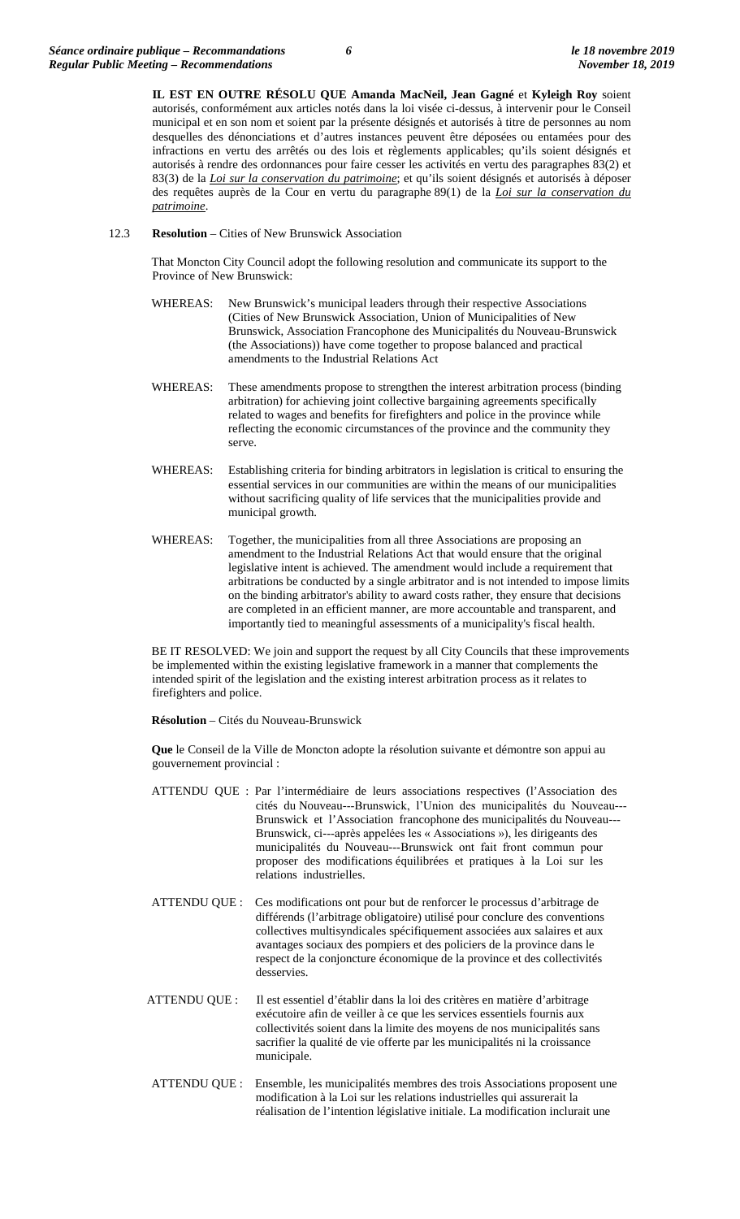**IL EST EN OUTRE RÉSOLU QUE Amanda MacNeil, Jean Gagné** et **Kyleigh Roy** soient autorisés, conformément aux articles notés dans la loi visée ci-dessus, à intervenir pour le Conseil municipal et en son nom et soient par la présente désignés et autorisés à titre de personnes au nom desquelles des dénonciations et d'autres instances peuvent être déposées ou entamées pour des infractions en vertu des arrêtés ou des lois et règlements applicables; qu'ils soient désignés et autorisés à rendre des ordonnances pour faire cesser les activités en vertu des paragraphes 83(2) et 83(3) de la *Loi sur la conservation du patrimoine*; et qu'ils soient désignés et autorisés à déposer des requêtes auprès de la Cour en vertu du paragraphe 89(1) de la *Loi sur la conservation du patrimoine*.

12.3 **Resolution** – Cities of New Brunswick Association

That Moncton City Council adopt the following resolution and communicate its support to the Province of New Brunswick:

WHEREAS: New Brunswick's municipal leaders through their respective Associations (Cities of New Brunswick Association, Union of Municipalities of New Brunswick, Association Francophone des Municipalités du Nouveau-Brunswick (the Associations)) have come together to propose balanced and practical amendments to the Industrial Relations Act

WHEREAS: These amendments propose to strengthen the interest arbitration process (binding arbitration) for achieving joint collective bargaining agreements specifically related to wages and benefits for firefighters and police in the province while reflecting the economic circumstances of the province and the community they serve.

WHEREAS: Establishing criteria for binding arbitrators in legislation is critical to ensuring the essential services in our communities are within the means of our municipalities without sacrificing quality of life services that the municipalities provide and municipal growth.

WHEREAS: Together, the municipalities from all three Associations are proposing an amendment to the Industrial Relations Act that would ensure that the original legislative intent is achieved. The amendment would include a requirement that arbitrations be conducted by a single arbitrator and is not intended to impose limits on the binding arbitrator's ability to award costs rather, they ensure that decisions are completed in an efficient manner, are more accountable and transparent, and importantly tied to meaningful assessments of a municipality's fiscal health.

BE IT RESOLVED: We join and support the request by all City Councils that these improvements be implemented within the existing legislative framework in a manner that complements the intended spirit of the legislation and the existing interest arbitration process as it relates to firefighters and police.

**Résolution** – Cités du Nouveau-Brunswick

**Que** le Conseil de la Ville de Moncton adopte la résolution suivante et démontre son appui au gouvernement provincial :

ATTENDU QUE : Par l'intermédiaire de leurs associations respectives (l'Association des cités du Nouveau---Brunswick, l'Union des municipalités du Nouveau---Brunswick et l'Association francophone des municipalités du Nouveau---Brunswick, ci---après appelées les « Associations »), les dirigeants des municipalités du Nouveau---Brunswick ont fait front commun pour proposer des modifications équilibrées et pratiques à la Loi sur les relations industrielles.

ATTENDU QUE : Ces modifications ont pour but de renforcer le processus d'arbitrage de différends (l'arbitrage obligatoire) utilisé pour conclure des conventions collectives multisyndicales spécifiquement associées aux salaires et aux avantages sociaux des pompiers et des policiers de la province dans le respect de la conjoncture économique de la province et des collectivités desservies.

ATTENDU QUE : Il est essentiel d'établir dans la loi des critères en matière d'arbitrage exécutoire afin de veiller à ce que les services essentiels fournis aux collectivités soient dans la limite des moyens de nos municipalités sans sacrifier la qualité de vie offerte par les municipalités ni la croissance municipale.

ATTENDU QUE : Ensemble, les municipalités membres des trois Associations proposent une modification à la Loi sur les relations industrielles qui assurerait la réalisation de l'intention législative initiale. La modification inclurait une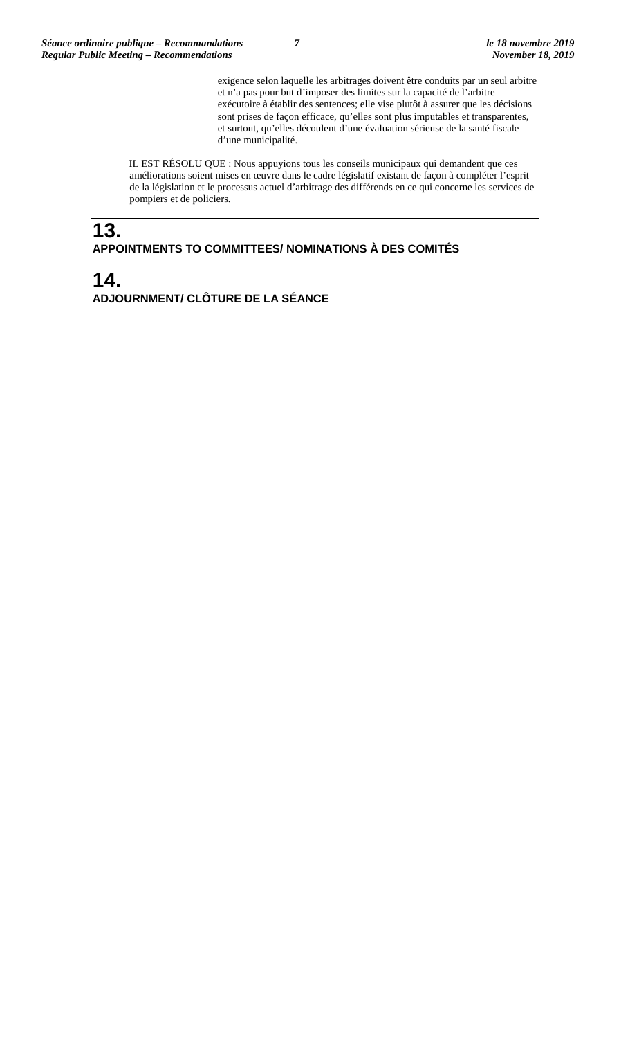exigence selon laquelle les arbitrages doivent être conduits par un seul arbitre et n'a pas pour but d'imposer des limites sur la capacité de l'arbitre exécutoire à établir des sentences; elle vise plutôt à assurer que les décisions sont prises de façon efficace, qu'elles sont plus imputables et transparentes, et surtout, qu'elles découlent d'une évaluation sérieuse de la santé fiscale d'une municipalité.

IL EST RÉSOLU QUE : Nous appuyions tous les conseils municipaux qui demandent que ces améliorations soient mises en œuvre dans le cadre législatif existant de façon à compléter l'esprit de la législation et le processus actuel d'arbitrage des différends en ce qui concerne les services de pompiers et de policiers.

## 13.
**APPOINTMENTS TO COMMITTEES/ NOMINATIONS À DES COMITÉS**

## 14.
**ADJOURNMENT/ CLÔTURE DE LA SÉANCE**